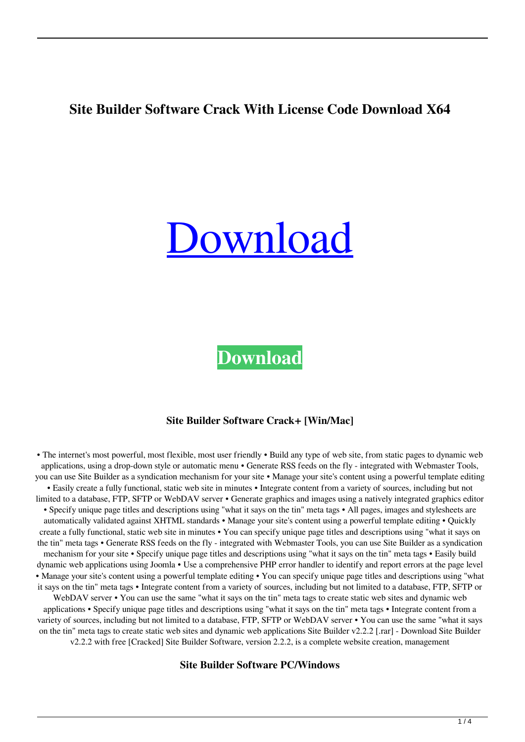# Site Builder Software Crack With License Code Download X64

Download

**Download**

### Site Builder Software Crack+ [Win/Mac]

• The internet's most powerful, most flexible, most user friendly • Build any type of web site, from static pages to dynamic web applications, using a drop-down style or automatic menu • Generate RSS feeds on the fly - integrated with Webmaster Tools, you can use Site Builder as a syndication mechanism for your site • Manage your site's content using a powerful template editing • Easily create a fully functional, static web site in minutes • Integrate content from a variety of sources, including but not limited to a database, FTP, SFTP or WebDAV server • Generate graphics and images using a natively integrated graphics editor • Specify unique page titles and descriptions using "what it says on the tin" meta tags • All pages, images and stylesheets are automatically validated against XHTML standards • Manage your site's content using a powerful template editing • Quickly create a fully functional, static web site in minutes • You can specify unique page titles and descriptions using "what it says on the tin" meta tags • Generate RSS feeds on the fly - integrated with Webmaster Tools, you can use Site Builder as a syndication mechanism for your site • Specify unique page titles and descriptions using "what it says on the tin" meta tags • Easily build dynamic web applications using Joomla • Use a comprehensive PHP error handler to identify and report errors at the page level • Manage your site's content using a powerful template editing • You can specify unique page titles and descriptions using "what it says on the tin" meta tags • Integrate content from a variety of sources, including but not limited to a database, FTP, SFTP or WebDAV server • You can use the same "what it says on the tin" meta tags to create static web sites and dynamic web applications • Specify unique page titles and descriptions using "what it says on the tin" meta tags • Integrate content from a variety of sources, including but not limited to a database, FTP, SFTP or WebDAV server • You can use the same "what it says on the tin" meta tags to create static web sites and dynamic web applications Site Builder v2.2.2 [.rar] - Download Site Builder v2.2.2 with free [Cracked] Site Builder Software, version 2.2.2, is a complete website creation, management

### Site Builder Software PC/Windows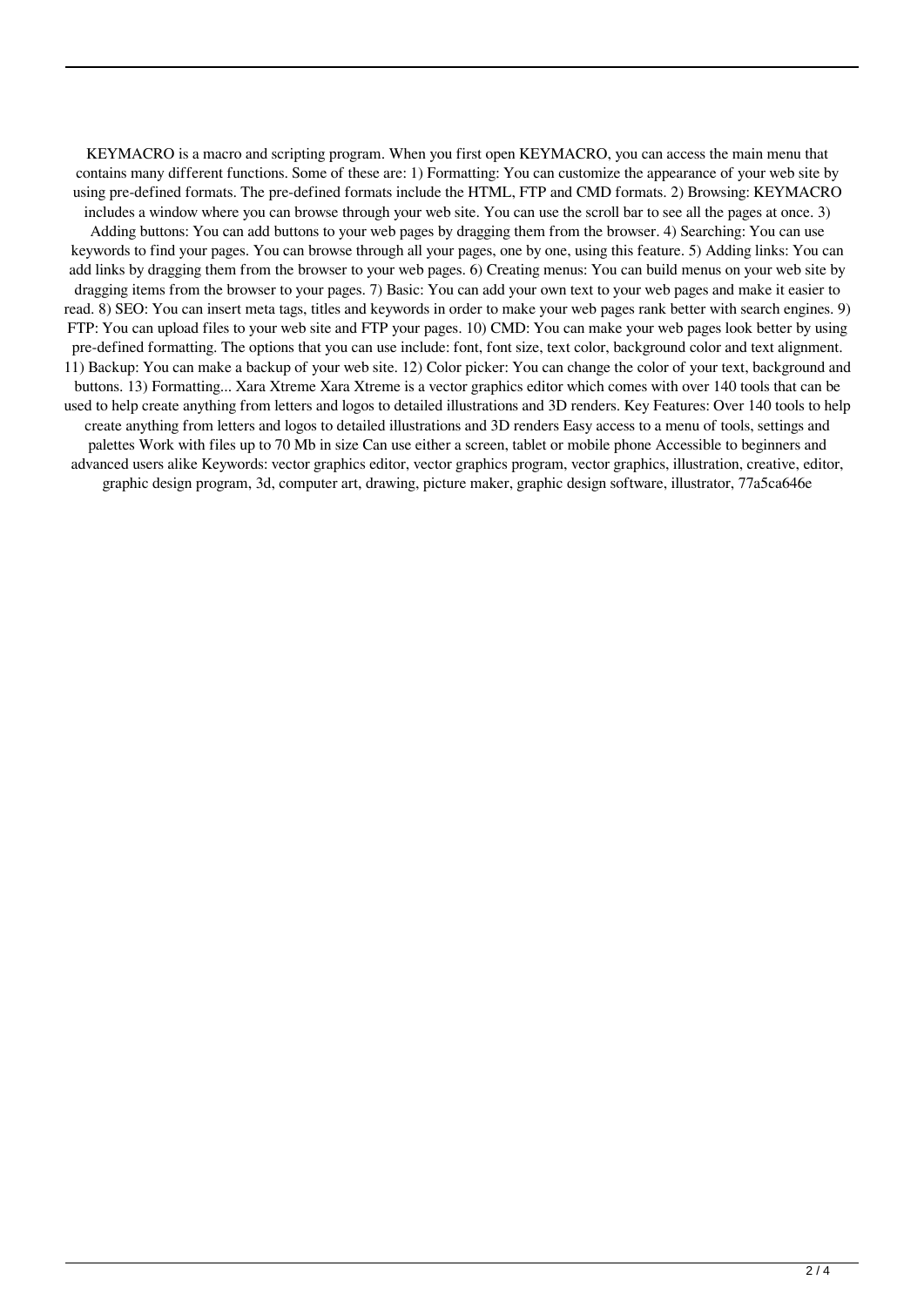KEYMACRO is a macro and scripting program. When you first open KEYMACRO, you can access the main menu that contains many different functions. Some of these are: 1) Formatting: You can customize the appearance of your web site by using pre-defined formats. The pre-defined formats include the HTML, FTP and CMD formats. 2) Browsing: KEYMACRO includes a window where you can browse through your web site. You can use the scroll bar to see all the pages at once. 3) Adding buttons: You can add buttons to your web pages by dragging them from the browser. 4) Searching: You can use keywords to find your pages. You can browse through all your pages, one by one, using this feature. 5) Adding links: You can add links by dragging them from the browser to your web pages. 6) Creating menus: You can build menus on your web site by dragging items from the browser to your pages. 7) Basic: You can add your own text to your web pages and make it easier to read. 8) SEO: You can insert meta tags, titles and keywords in order to make your web pages rank better with search engines. 9) FTP: You can upload files to your web site and FTP your pages. 10) CMD: You can make your web pages look better by using pre-defined formatting. The options that you can use include: font, font size, text color, background color and text alignment. 11) Backup: You can make a backup of your web site. 12) Color picker: You can change the color of your text, background and buttons. 13) Formatting... Xara Xtreme Xara Xtreme is a vector graphics editor which comes with over 140 tools that can be used to help create anything from letters and logos to detailed illustrations and 3D renders. Key Features: Over 140 tools to help create anything from letters and logos to detailed illustrations and 3D renders Easy access to a menu of tools, settings and palettes Work with files up to 70 Mb in size Can use either a screen, tablet or mobile phone Accessible to beginners and advanced users alike Keywords: vector graphics editor, vector graphics program, vector graphics, illustration, creative, editor, graphic design program, 3d, computer art, drawing, picture maker, graphic design software, illustrator, 77a5ca646e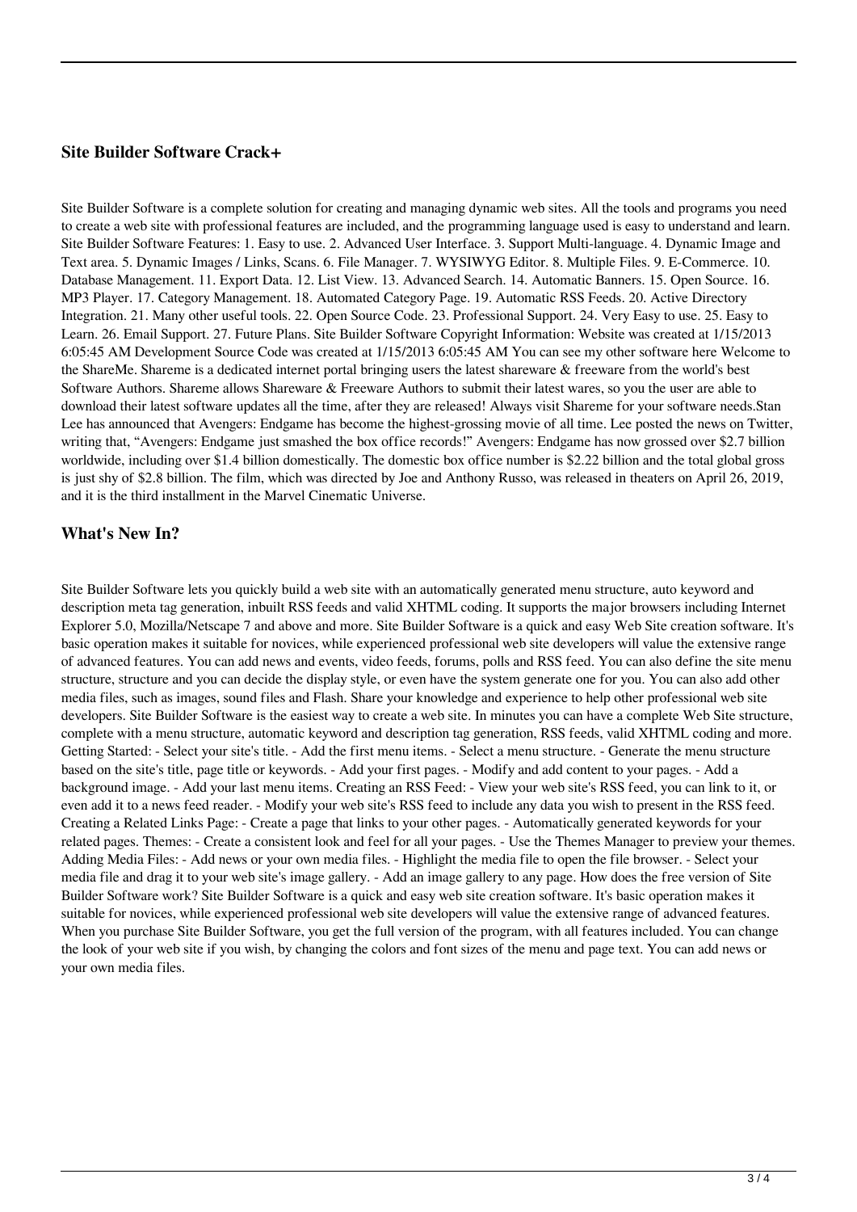### Site Builder Software Crack+

Site Builder Software is a complete solution for creating and managing dynamic web sites. All the tools and programs you need to create a web site with professional features are included, and the programming language used is easy to understand and learn. Site Builder Software Features: 1. Easy to use. 2. Advanced User Interface. 3. Support Multi-language. 4. Dynamic Image and Text area. 5. Dynamic Images / Links, Scans. 6. File Manager. 7. WYSIWYG Editor. 8. Multiple Files. 9. E-Commerce. 10. Database Management. 11. Export Data. 12. List View. 13. Advanced Search. 14. Automatic Banners. 15. Open Source. 16. MP3 Player. 17. Category Management. 18. Automated Category Page. 19. Automatic RSS Feeds. 20. Active Directory Integration. 21. Many other useful tools. 22. Open Source Code. 23. Professional Support. 24. Very Easy to use. 25. Easy to Learn. 26. Email Support. 27. Future Plans. Site Builder Software Copyright Information: Website was created at 1/15/2013 6:05:45 AM Development Source Code was created at 1/15/2013 6:05:45 AM You can see my other software here Welcome to the ShareMe. Shareme is a dedicated internet portal bringing users the latest shareware & freeware from the world's best Software Authors. Shareme allows Shareware & Freeware Authors to submit their latest wares, so you the user are able to download their latest software updates all the time, after they are released! Always visit Shareme for your software needs.Stan Lee has announced that Avengers: Endgame has become the highest-grossing movie of all time. Lee posted the news on Twitter, writing that, "Avengers: Endgame just smashed the box office records!" Avengers: Endgame has now grossed over $2.7 billion worldwide, including over $1.4 billion domestically. The domestic box office number is $2.22 billion and the total global gross is just shy of $2.8 billion. The film, which was directed by Joe and Anthony Russo, was released in theaters on April 26, 2019, and it is the third installment in the Marvel Cinematic Universe.

### What's New In?

Site Builder Software lets you quickly build a web site with an automatically generated menu structure, auto keyword and description meta tag generation, inbuilt RSS feeds and valid XHTML coding. It supports the major browsers including Internet Explorer 5.0, Mozilla/Netscape 7 and above and more. Site Builder Software is a quick and easy Web Site creation software. It's basic operation makes it suitable for novices, while experienced professional web site developers will value the extensive range of advanced features. You can add news and events, video feeds, forums, polls and RSS feed. You can also define the site menu structure, structure and you can decide the display style, or even have the system generate one for you. You can also add other media files, such as images, sound files and Flash. Share your knowledge and experience to help other professional web site developers. Site Builder Software is the easiest way to create a web site. In minutes you can have a complete Web Site structure, complete with a menu structure, automatic keyword and description tag generation, RSS feeds, valid XHTML coding and more. Getting Started: - Select your site's title. - Add the first menu items. - Select a menu structure. - Generate the menu structure based on the site's title, page title or keywords. - Add your first pages. - Modify and add content to your pages. - Add a background image. - Add your last menu items. Creating an RSS Feed: - View your web site's RSS feed, you can link to it, or even add it to a news feed reader. - Modify your web site's RSS feed to include any data you wish to present in the RSS feed. Creating a Related Links Page: - Create a page that links to your other pages. - Automatically generated keywords for your related pages. Themes: - Create a consistent look and feel for all your pages. - Use the Themes Manager to preview your themes. Adding Media Files: - Add news or your own media files. - Highlight the media file to open the file browser. - Select your media file and drag it to your web site's image gallery. - Add an image gallery to any page. How does the free version of Site Builder Software work? Site Builder Software is a quick and easy web site creation software. It's basic operation makes it suitable for novices, while experienced professional web site developers will value the extensive range of advanced features. When you purchase Site Builder Software, you get the full version of the program, with all features included. You can change the look of your web site if you wish, by changing the colors and font sizes of the menu and page text. You can add news or your own media files.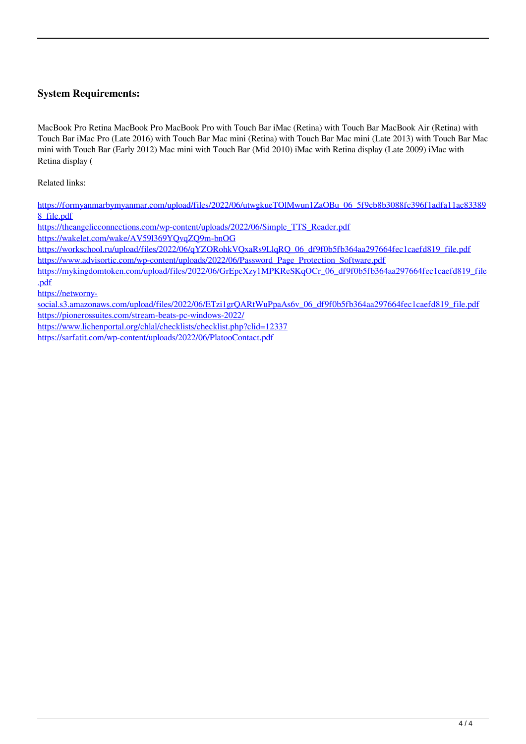## System Requirements:

MacBook Pro Retina MacBook Pro MacBook Pro with Touch Bar iMac (Retina) with Touch Bar MacBook Air (Retina) with Touch Bar iMac Pro (Late 2016) with Touch Bar Mac mini (Retina) with Touch Bar Mac mini (Late 2013) with Touch Bar Mac mini with Touch Bar (Early 2012) Mac mini with Touch Bar (Mid 2010) iMac with Retina display (Late 2009) iMac with Retina display (

Related links:

https://formyanmarbymyanmar.com/upload/files/2022/06/utwgkueTOlMwun1ZaOBu_06_5f9cb8b3088fc396f1adfa11ac833898_file.pdf
https://theangelicconnections.com/wp-content/uploads/2022/06/Simple_TTS_Reader.pdf
https://wakelet.com/wake/AV59l369YQvqZQ9m-bnOG
https://workschool.ru/upload/files/2022/06/qYZORohkVQxaRs9LlqRQ_06_df9f0b5fb364aa297664fec1caefd819_file.pdf
https://www.advisortic.com/wp-content/uploads/2022/06/Password_Page_Protection_Software.pdf
https://mykingdomtoken.com/upload/files/2022/06/GrEpcXzy1MPKReSKqOCr_06_df9f0b5fb364aa297664fec1caefd819_file.pdf
https://networny-social.s3.amazonaws.com/upload/files/2022/06/ETzi1grQARtWuPpaAs6v_06_df9f0b5fb364aa297664fec1caefd819_file.pdf
https://pionerossuites.com/stream-beats-pc-windows-2022/
https://www.lichenportal.org/chlal/checklists/checklist.php?clid=12337
https://sarfatit.com/wp-content/uploads/2022/06/PlatooContact.pdf